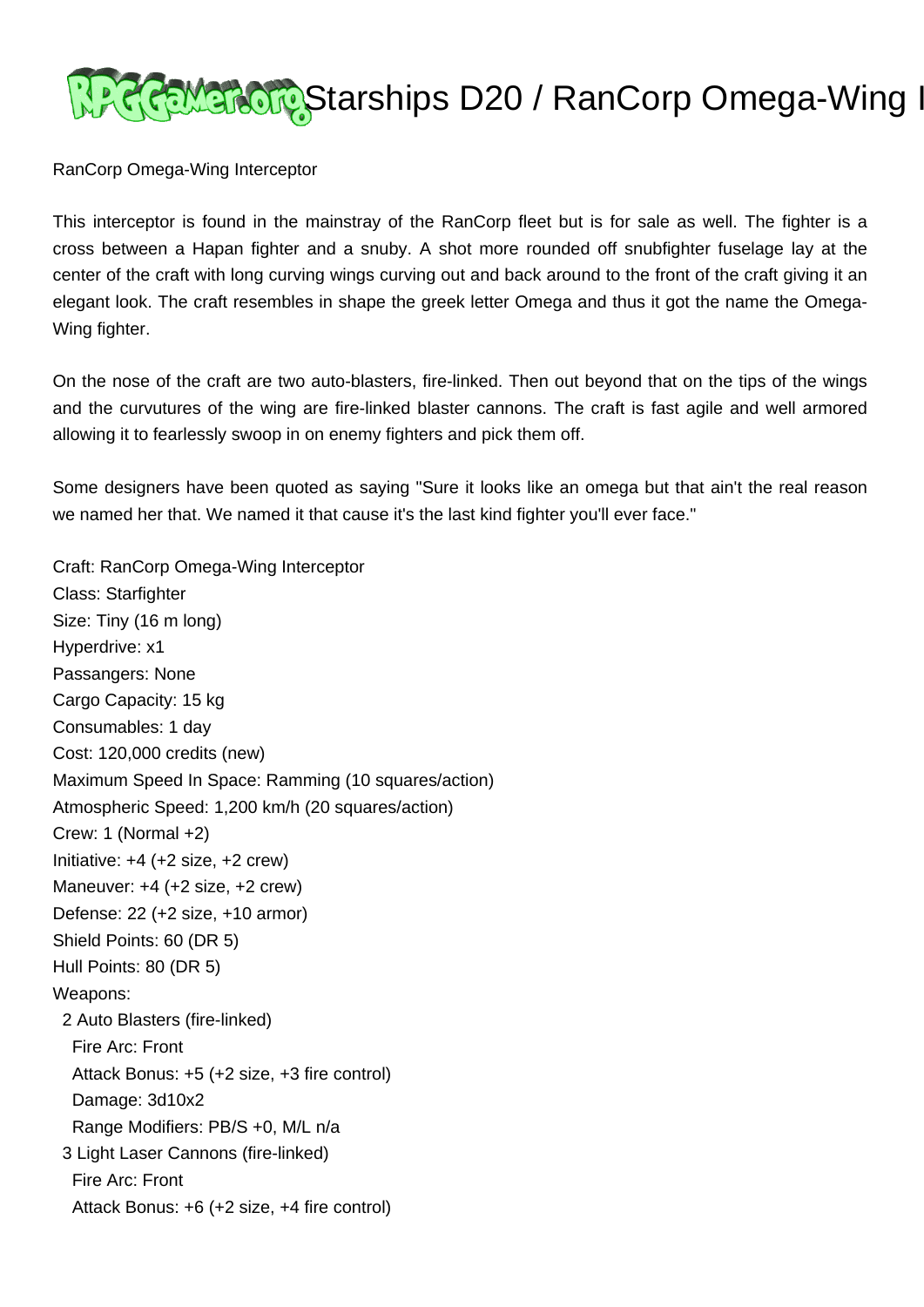# Starships D20 / RanCorp Omega-Wing I

RanCorp Omega-Wing Interceptor

This interceptor is found in the mainstray of the RanCorp fleet but is for sale as well. The fighter is a cross between a Hapan fighter and a snuby. A shot more rounded off snubfighter fuselage lay at the center of the craft with long curving wings curving out and back around to the front of the craft giving it an elegant look. The craft resembles in shape the greek letter Omega and thus it got the name the Omega-Wing fighter.

On the nose of the craft are two auto-blasters, fire-linked. Then out beyond that on the tips of the wings and the curvutures of the wing are fire-linked blaster cannons. The craft is fast agile and well armored allowing it to fearlessly swoop in on enemy fighters and pick them off.

Some designers have been quoted as saying "Sure it looks like an omega but that ain't the real reason we named her that. We named it that cause it's the last kind fighter you'll ever face."

Craft: RanCorp Omega-Wing Interceptor
Class: Starfighter
Size: Tiny (16 m long)
Hyperdrive: x1
Passangers: None
Cargo Capacity: 15 kg
Consumables: 1 day
Cost: 120,000 credits (new)
Maximum Speed In Space: Ramming (10 squares/action)
Atmospheric Speed: 1,200 km/h (20 squares/action)
Crew: 1 (Normal +2)
Initiative: +4 (+2 size, +2 crew)
Maneuver: +4 (+2 size, +2 crew)
Defense: 22 (+2 size, +10 armor)
Shield Points: 60 (DR 5)
Hull Points: 80 (DR 5)
Weapons:

- 2 Auto Blasters (fire-linked)
  - Fire Arc: Front
  - Attack Bonus: +5 (+2 size, +3 fire control)
  - Damage: 3d10x2
  - Range Modifiers: PB/S +0, M/L n/a
- 3 Light Laser Cannons (fire-linked)
  - Fire Arc: Front
  - Attack Bonus: +6 (+2 size, +4 fire control)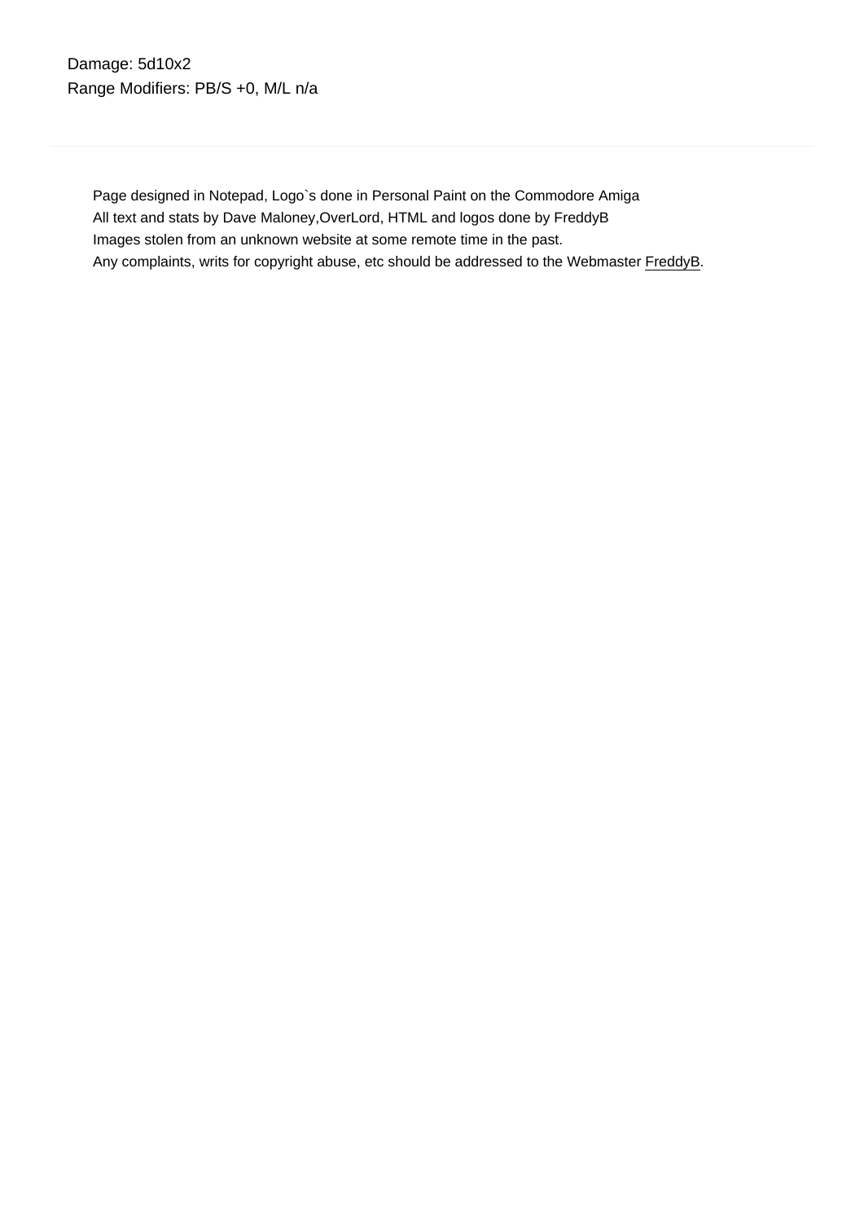Damage: 5d10x2
Range Modifiers: PB/S +0, M/L n/a

---

Page designed in Notepad, Logo`s done in Personal Paint on the Commodore Amiga
All text and stats by Dave Maloney,OverLord, HTML and logos done by FreddyB
Images stolen from an unknown website at some remote time in the past.
Any complaints, writs for copyright abuse, etc should be addressed to the Webmaster FreddyB.